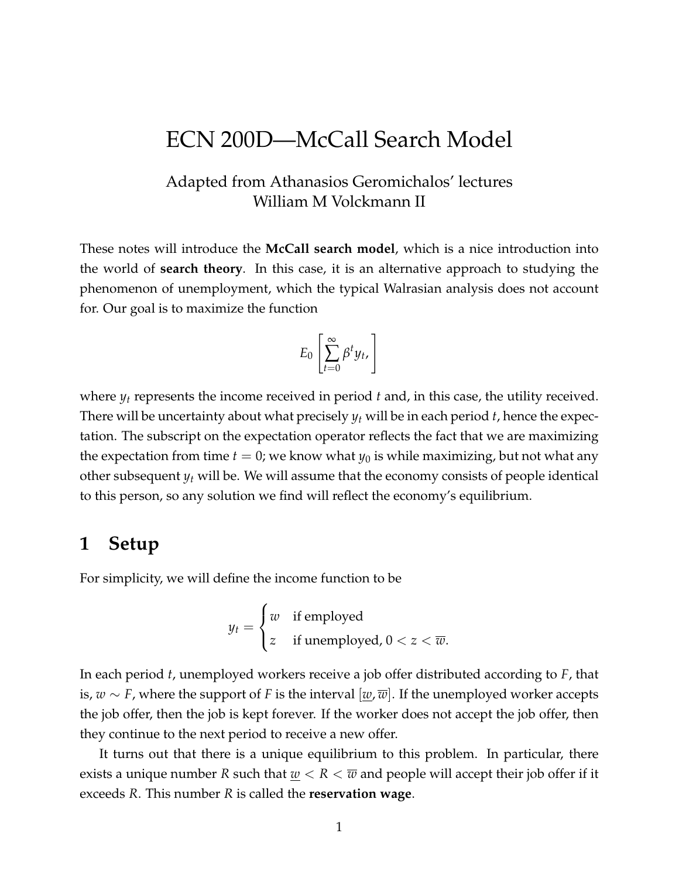# ECN 200D—McCall Search Model

Adapted from Athanasios Geromichalos' lectures
William M Volckmann II

These notes will introduce the **McCall search model**, which is a nice introduction into the world of **search theory**. In this case, it is an alternative approach to studying the phenomenon of unemployment, which the typical Walrasian analysis does not account for. Our goal is to maximize the function

$$E_0 \left[ \sum_{t=0}^{\infty} \beta^t y_t, \right]$$

where $y_t$ represents the income received in period $t$ and, in this case, the utility received. There will be uncertainty about what precisely $y_t$ will be in each period $t$, hence the expectation. The subscript on the expectation operator reflects the fact that we are maximizing the expectation from time $t = 0$; we know what $y_0$ is while maximizing, but not what any other subsequent $y_t$ will be. We will assume that the economy consists of people identical to this person, so any solution we find will reflect the economy's equilibrium.

## 1 Setup

For simplicity, we will define the income function to be

$$y_t = \begin{cases} w & \text{if employed} \\ z & \text{if unemployed, } 0 < z < \overline{w}. \end{cases}$$

In each period $t$, unemployed workers receive a job offer distributed according to $F$, that is, $w \sim F$, where the support of $F$ is the interval $[\underline{w}, \overline{w}]$. If the unemployed worker accepts the job offer, then the job is kept forever. If the worker does not accept the job offer, then they continue to the next period to receive a new offer.

It turns out that there is a unique equilibrium to this problem. In particular, there exists a unique number $R$ such that $\underline{w} < R < \overline{w}$ and people will accept their job offer if it exceeds $R$. This number $R$ is called the **reservation wage**.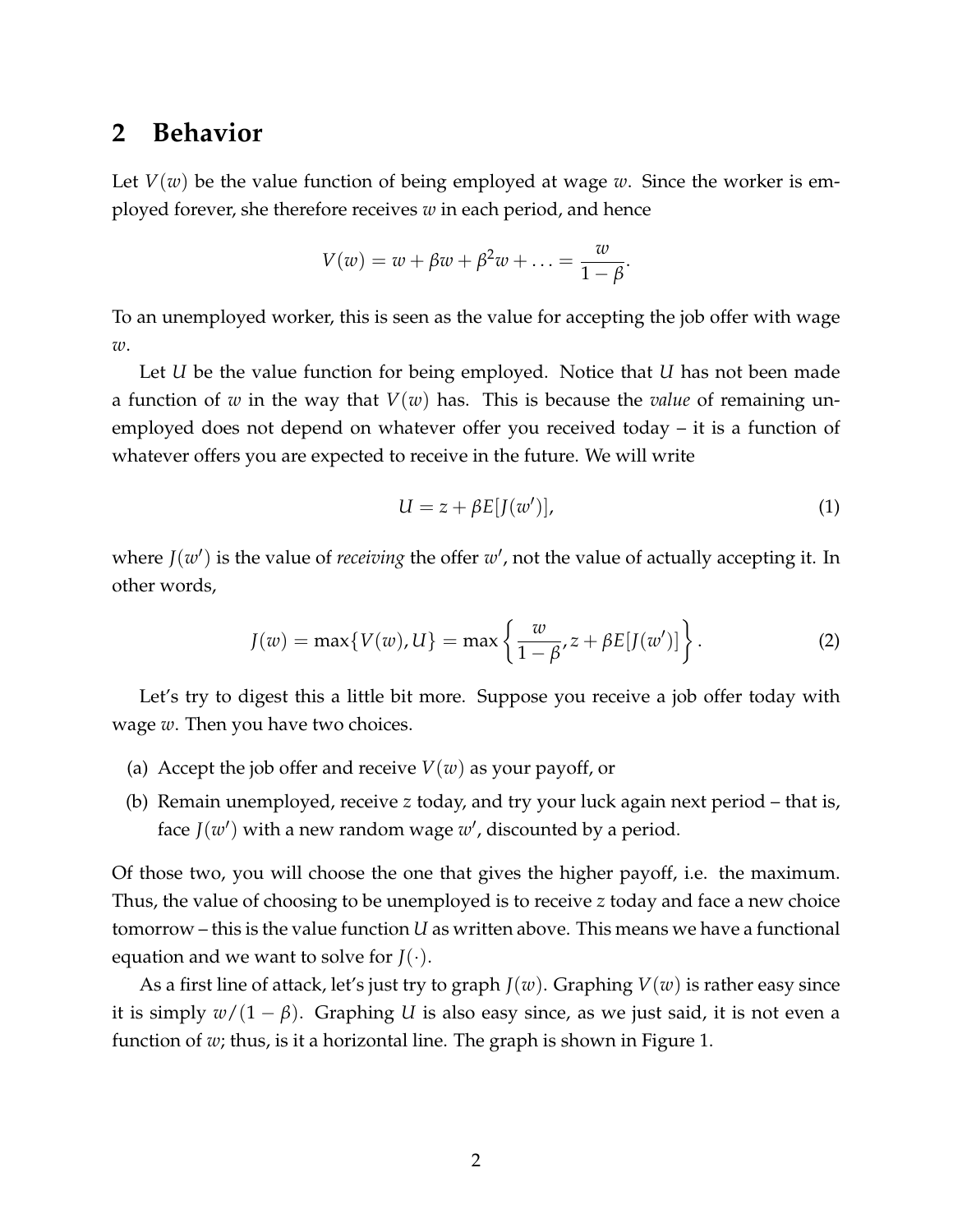## 2 Behavior

Let $V(w)$ be the value function of being employed at wage $w$. Since the worker is employed forever, she therefore receives $w$ in each period, and hence

$$V(w) = w + \beta w + \beta^2 w + \ldots = \frac{w}{1-\beta}.$$

To an unemployed worker, this is seen as the value for accepting the job offer with wage $w$.

Let $U$ be the value function for being employed. Notice that $U$ has not been made a function of $w$ in the way that $V(w)$ has. This is because the *value* of remaining unemployed does not depend on whatever offer you received today – it is a function of whatever offers you are expected to receive in the future. We will write

$$U = z + \beta E[J(w')], \tag{1}$$

where $J(w')$ is the value of *receiving* the offer $w'$, not the value of actually accepting it. In other words,

$$J(w) = \max\{V(w), U\} = \max\left\{\frac{w}{1-\beta}, z + \beta E[J(w')]\right\}. \tag{2}$$

Let's try to digest this a little bit more. Suppose you receive a job offer today with wage $w$. Then you have two choices.

(a) Accept the job offer and receive $V(w)$ as your payoff, or

(b) Remain unemployed, receive $z$ today, and try your luck again next period – that is, face $J(w')$ with a new random wage $w'$, discounted by a period.

Of those two, you will choose the one that gives the higher payoff, i.e. the maximum. Thus, the value of choosing to be unemployed is to receive $z$ today and face a new choice tomorrow – this is the value function $U$ as written above. This means we have a functional equation and we want to solve for $J(\cdot)$.

As a first line of attack, let's just try to graph $J(w)$. Graphing $V(w)$ is rather easy since it is simply $w/(1-\beta)$. Graphing $U$ is also easy since, as we just said, it is not even a function of $w$; thus, is it a horizontal line. The graph is shown in Figure 1.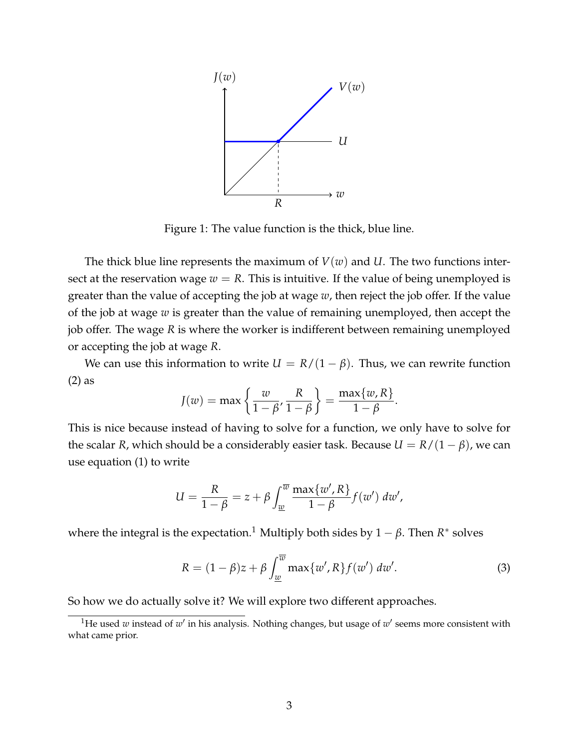Figure 1: The value function is the thick, blue line.

The thick blue line represents the maximum of $V(w)$ and $U$. The two functions intersect at the reservation wage $w = R$. This is intuitive. If the value of being unemployed is greater than the value of accepting the job at wage $w$, then reject the job offer. If the value of the job at wage $w$ is greater than the value of remaining unemployed, then accept the job offer. The wage $R$ is where the worker is indifferent between remaining unemployed or accepting the job at wage $R$.

We can use this information to write $U = R/(1-\beta)$. Thus, we can rewrite function (2) as

$$J(w) = \max\left\{\frac{w}{1-\beta}, \frac{R}{1-\beta}\right\} = \frac{\max\{w, R\}}{1-\beta}.$$

This is nice because instead of having to solve for a function, we only have to solve for the scalar $R$, which should be a considerably easier task. Because $U = R/(1-\beta)$, we can use equation (1) to write

$$U = \frac{R}{1-\beta} = z + \beta \int_{\underline{w}}^{\overline{w}} \frac{\max\{w', R\}}{1-\beta} f(w')\, dw',$$

where the integral is the expectation.[1] Multiply both sides by $1-\beta$. Then $R^*$ solves

$$R = (1-\beta)z + \beta \int_{\underline{w}}^{\overline{w}} \max\{w', R\} f(w')\, dw'. \tag{3}$$

So how we do actually solve it? We will explore two different approaches.

[1] He used $w$ instead of $w'$ in his analysis. Nothing changes, but usage of $w'$ seems more consistent with what came prior.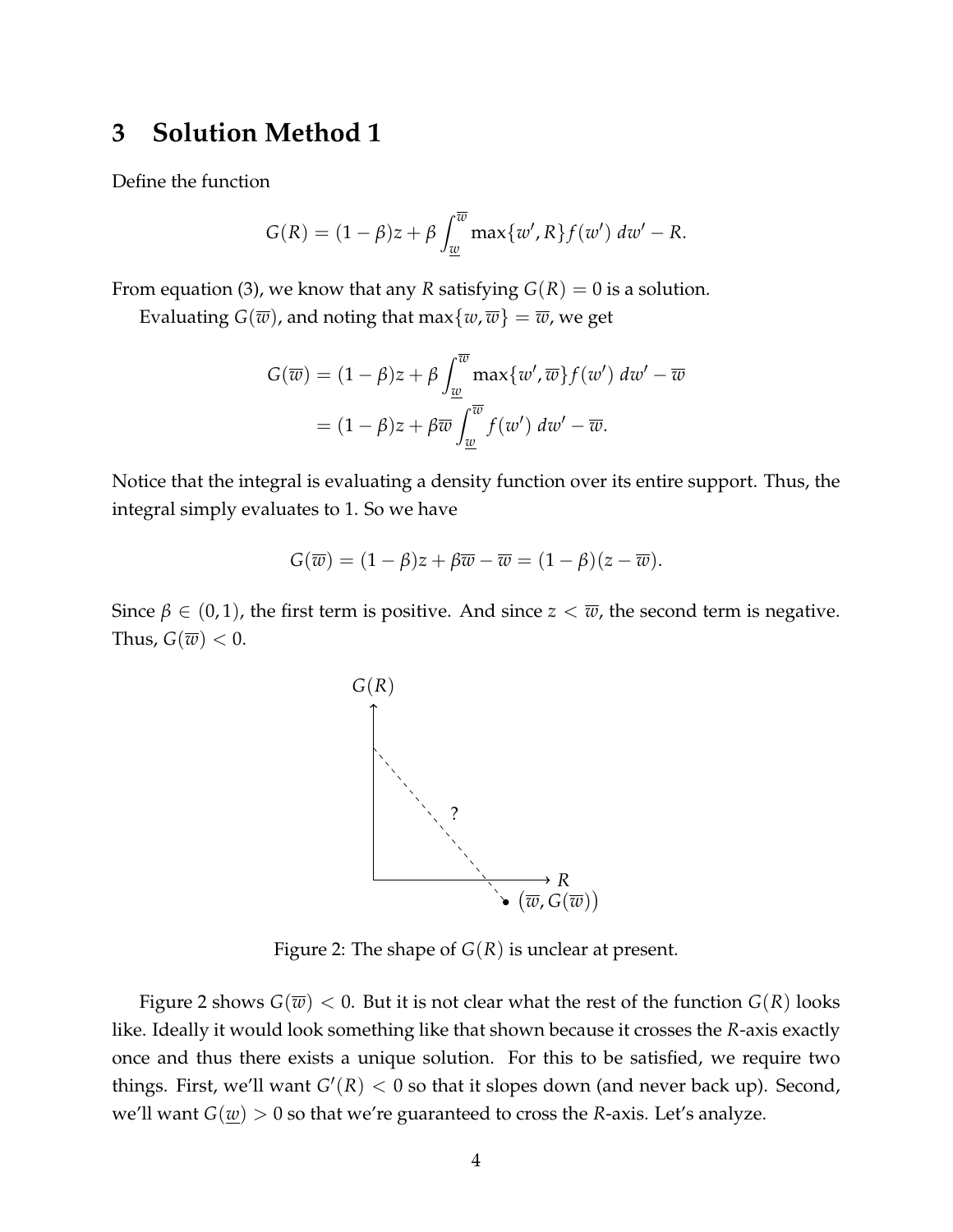## 3 Solution Method 1

Define the function

$$G(R) = (1-\beta)z + \beta \int_{\underline{w}}^{\overline{w}} \max\{w', R\} f(w')\, dw' - R.$$

From equation (3), we know that any $R$ satisfying $G(R) = 0$ is a solution.

Evaluating $G(\overline{w})$, and noting that $\max\{w, \overline{w}\} = \overline{w}$, we get

$$\begin{aligned} G(\overline{w}) &= (1-\beta)z + \beta \int_{\underline{w}}^{\overline{w}} \max\{w', \overline{w}\} f(w')\, dw' - \overline{w} \\ &= (1-\beta)z + \beta \overline{w} \int_{\underline{w}}^{\overline{w}} f(w')\, dw' - \overline{w}. \end{aligned}$$

Notice that the integral is evaluating a density function over its entire support. Thus, the integral simply evaluates to 1. So we have

$$G(\overline{w}) = (1-\beta)z + \beta\overline{w} - \overline{w} = (1-\beta)(z - \overline{w}).$$

Since $\beta \in (0, 1)$, the first term is positive. And since $z < \overline{w}$, the second term is negative. Thus, $G(\overline{w}) < 0$.

Figure 2: The shape of $G(R)$ is unclear at present.

Figure 2 shows $G(\overline{w}) < 0$. But it is not clear what the rest of the function $G(R)$ looks like. Ideally it would look something like that shown because it crosses the $R$-axis exactly once and thus there exists a unique solution. For this to be satisfied, we require two things. First, we'll want $G'(R) < 0$ so that it slopes down (and never back up). Second, we'll want $G(\underline{w}) > 0$ so that we're guaranteed to cross the $R$-axis. Let's analyze.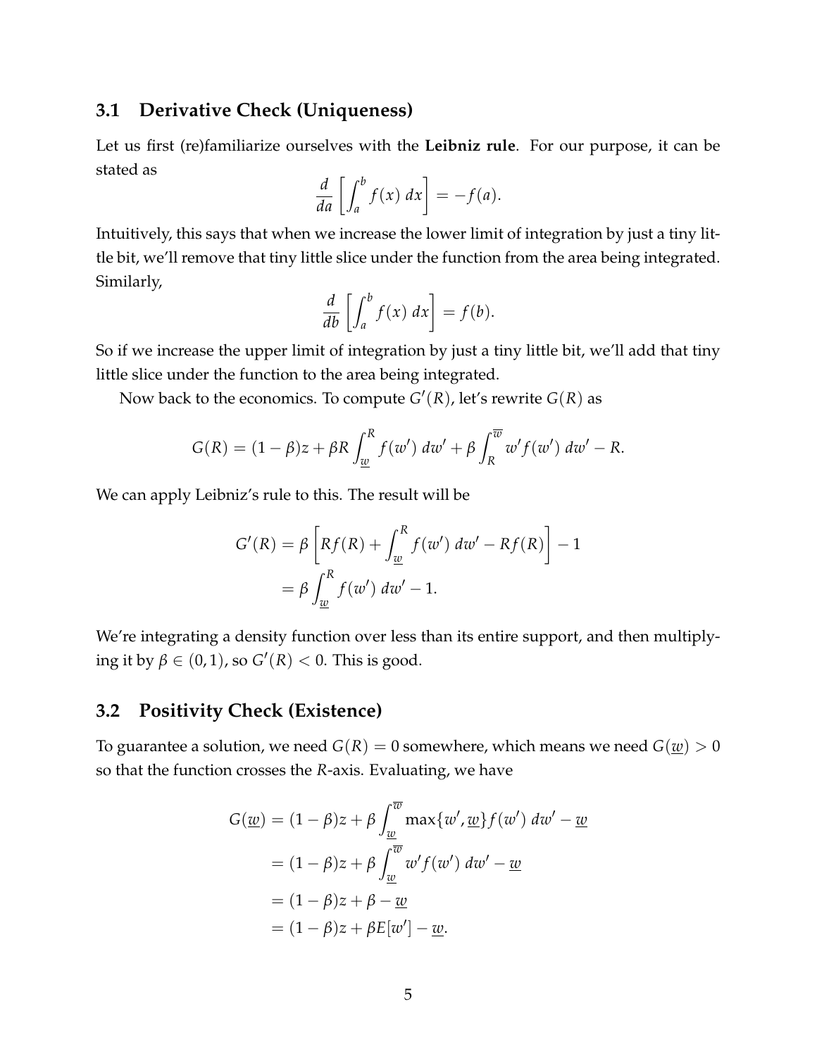## 3.1 Derivative Check (Uniqueness)

Let us first (re)familiarize ourselves with the **Leibniz rule**. For our purpose, it can be stated as

$$\frac{d}{da}\left[\int_a^b f(x)\,dx\right] = -f(a).$$

Intuitively, this says that when we increase the lower limit of integration by just a tiny little bit, we'll remove that tiny little slice under the function from the area being integrated. Similarly,

$$\frac{d}{db}\left[\int_a^b f(x)\,dx\right] = f(b).$$

So if we increase the upper limit of integration by just a tiny little bit, we'll add that tiny little slice under the function to the area being integrated.

Now back to the economics. To compute $G'(R)$, let's rewrite $G(R)$ as

$$G(R) = (1-\beta)z + \beta R \int_{\underline{w}}^{R} f(w')\,dw' + \beta \int_{R}^{\overline{w}} w' f(w')\,dw' - R.$$

We can apply Leibniz's rule to this. The result will be

$$\begin{aligned}
G'(R) &= \beta\left[Rf(R) + \int_{\underline{w}}^{R} f(w')\,dw' - Rf(R)\right] - 1 \\
&= \beta \int_{\underline{w}}^{R} f(w')\,dw' - 1.
\end{aligned}$$

We're integrating a density function over less than its entire support, and then multiplying it by $\beta \in (0,1)$, so $G'(R) < 0$. This is good.

## 3.2 Positivity Check (Existence)

To guarantee a solution, we need $G(R) = 0$ somewhere, which means we need $G(\underline{w}) > 0$ so that the function crosses the $R$-axis. Evaluating, we have

$$\begin{aligned}
G(\underline{w}) &= (1-\beta)z + \beta \int_{\underline{w}}^{\overline{w}} \max\{w', \underline{w}\} f(w')\,dw' - \underline{w} \\
&= (1-\beta)z + \beta \int_{\underline{w}}^{\overline{w}} w' f(w')\,dw' - \underline{w} \\
&= (1-\beta)z + \beta - \underline{w} \\
&= (1-\beta)z + \beta E[w'] - \underline{w}.
\end{aligned}$$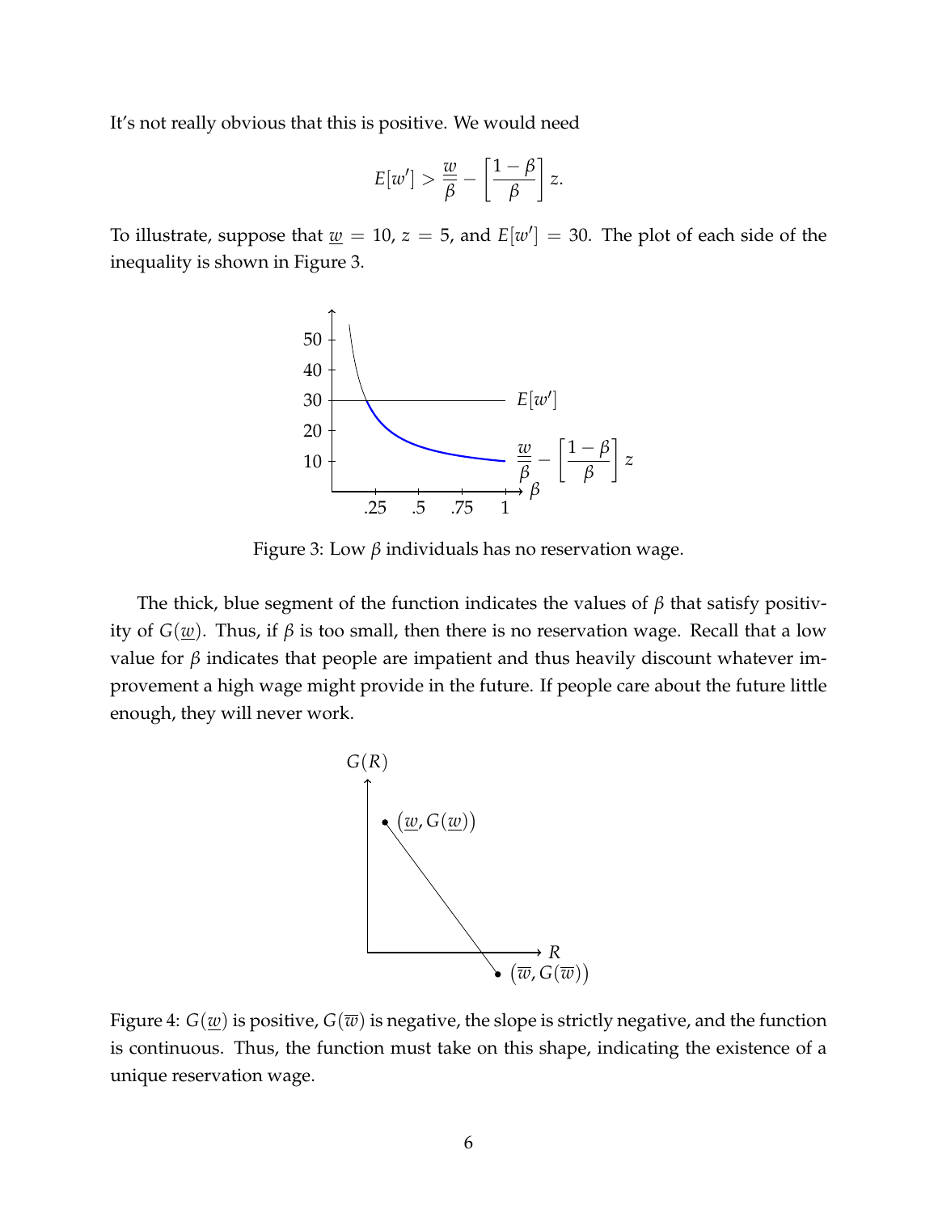It's not really obvious that this is positive. We would need

$$E[w'] > \frac{\underline{w}}{\beta} - \left[\frac{1-\beta}{\beta}\right] z.$$

To illustrate, suppose that $\underline{w} = 10$, $z = 5$, and $E[w'] = 30$. The plot of each side of the inequality is shown in Figure 3.

Figure 3: Low $\beta$ individuals has no reservation wage.

The thick, blue segment of the function indicates the values of $\beta$ that satisfy positivity of $G(\underline{w})$. Thus, if $\beta$ is too small, then there is no reservation wage. Recall that a low value for $\beta$ indicates that people are impatient and thus heavily discount whatever improvement a high wage might provide in the future. If people care about the future little enough, they will never work.

Figure 4: $G(\underline{w})$ is positive, $G(\overline{w})$ is negative, the slope is strictly negative, and the function is continuous. Thus, the function must take on this shape, indicating the existence of a unique reservation wage.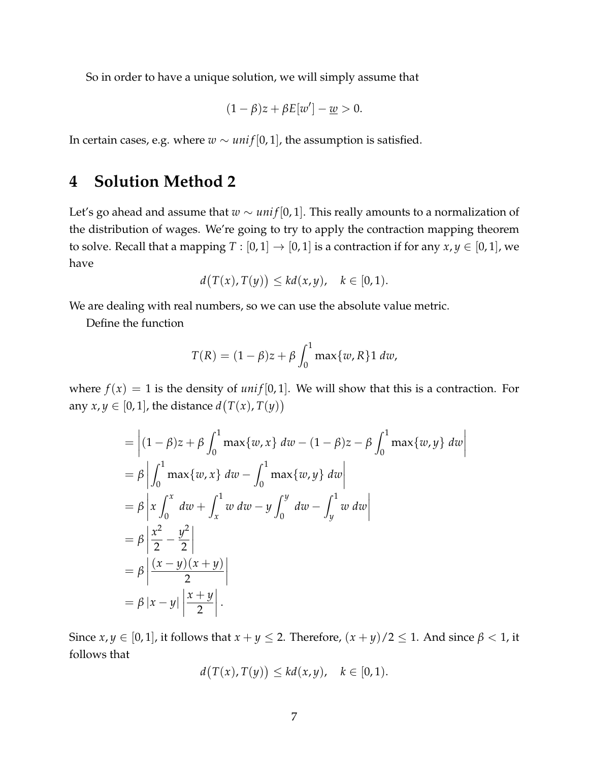So in order to have a unique solution, we will simply assume that

$$(1-\beta)z + \beta E[w'] - \underline{w} > 0.$$

In certain cases, e.g. where $w \sim unif[0,1]$, the assumption is satisfied.

# 4 Solution Method 2

Let's go ahead and assume that $w \sim unif[0,1]$. This really amounts to a normalization of the distribution of wages. We're going to try to apply the contraction mapping theorem to solve. Recall that a mapping $T : [0,1] \to [0,1]$ is a contraction if for any $x, y \in [0,1]$, we have

$$d\big(T(x), T(y)\big) \leq k d(x,y), \quad k \in [0,1).$$

We are dealing with real numbers, so we can use the absolute value metric.

Define the function

$$T(R) = (1-\beta)z + \beta \int_0^1 \max\{w, R\} 1 \, dw,$$

where $f(x) = 1$ is the density of $unif[0,1]$. We will show that this is a contraction. For any $x, y \in [0,1]$, the distance $d\big(T(x), T(y)\big)$

$$\begin{aligned}
&= \left| (1-\beta)z + \beta \int_0^1 \max\{w, x\} \, dw - (1-\beta)z - \beta \int_0^1 \max\{w, y\} \, dw \right| \\
&= \beta \left| \int_0^1 \max\{w, x\} \, dw - \int_0^1 \max\{w, y\} \, dw \right| \\
&= \beta \left| x \int_0^x \, dw + \int_x^1 w \, dw - y \int_0^y \, dw - \int_y^1 w \, dw \right| \\
&= \beta \left| \frac{x^2}{2} - \frac{y^2}{2} \right| \\
&= \beta \left| \frac{(x-y)(x+y)}{2} \right| \\
&= \beta \, |x-y| \left| \frac{x+y}{2} \right|.
\end{aligned}$$

Since $x, y \in [0,1]$, it follows that $x + y \leq 2$. Therefore, $(x+y)/2 \leq 1$. And since $\beta < 1$, it follows that

$$d\big(T(x), T(y)\big) \leq k d(x,y), \quad k \in [0,1).$$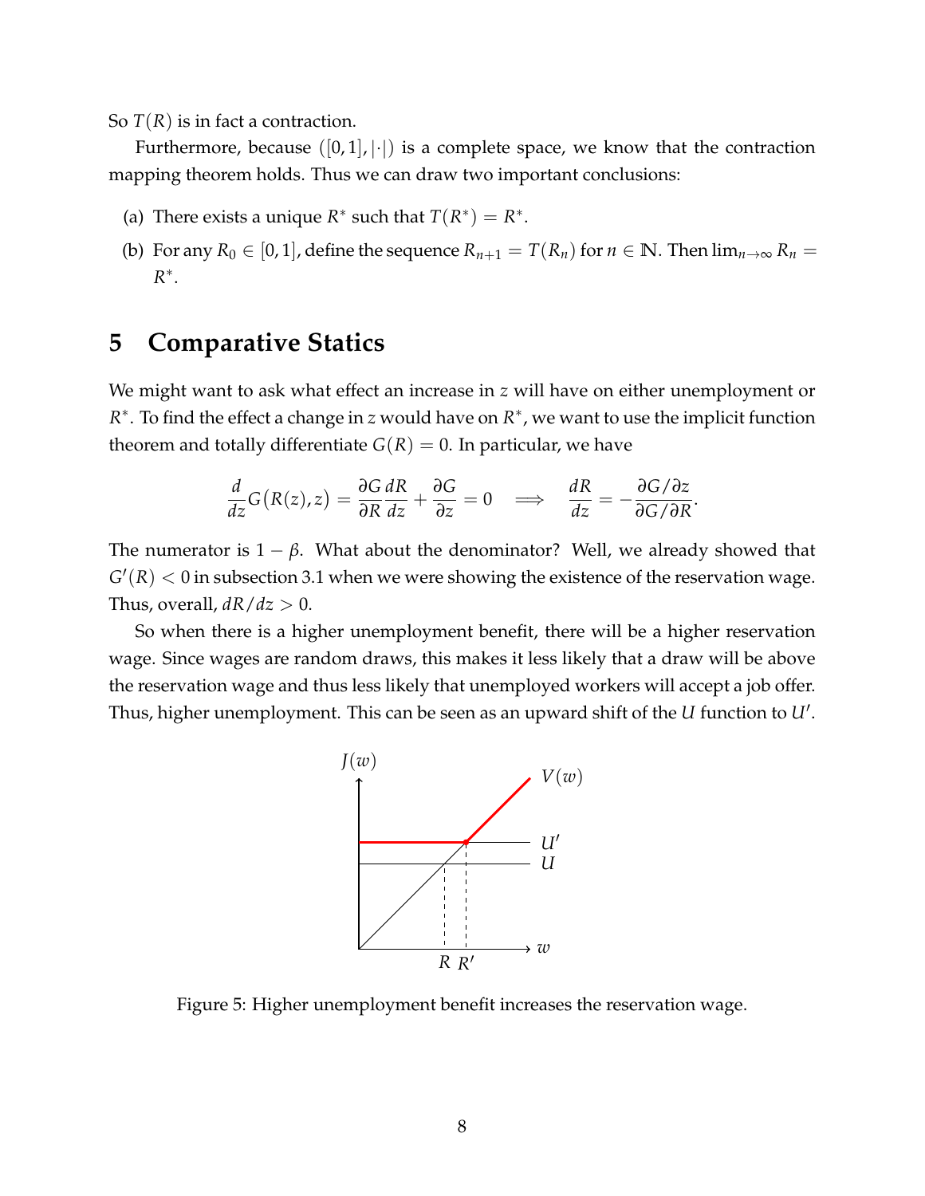So $T(R)$ is in fact a contraction.

Furthermore, because $([0,1], |\cdot|)$ is a complete space, we know that the contraction mapping theorem holds. Thus we can draw two important conclusions:

(a) There exists a unique $R^*$ such that $T(R^*) = R^*$.

(b) For any $R_0 \in [0,1]$, define the sequence $R_{n+1} = T(R_n)$ for $n \in \mathbb{N}$. Then $\lim_{n\to\infty} R_n = R^*$.

# 5 Comparative Statics

We might want to ask what effect an increase in $z$ will have on either unemployment or $R^*$. To find the effect a change in $z$ would have on $R^*$, we want to use the implicit function theorem and totally differentiate $G(R) = 0$. In particular, we have

$$\frac{d}{dz}G(R(z), z) = \frac{\partial G}{\partial R}\frac{dR}{dz} + \frac{\partial G}{\partial z} = 0 \quad \Longrightarrow \quad \frac{dR}{dz} = -\frac{\partial G/\partial z}{\partial G/\partial R}.$$

The numerator is $1 - \beta$. What about the denominator? Well, we already showed that $G'(R) < 0$ in subsection 3.1 when we were showing the existence of the reservation wage. Thus, overall, $dR/dz > 0$.

So when there is a higher unemployment benefit, there will be a higher reservation wage. Since wages are random draws, this makes it less likely that a draw will be above the reservation wage and thus less likely that unemployed workers will accept a job offer. Thus, higher unemployment. This can be seen as an upward shift of the $U$ function to $U'$.

Figure 5: Higher unemployment benefit increases the reservation wage.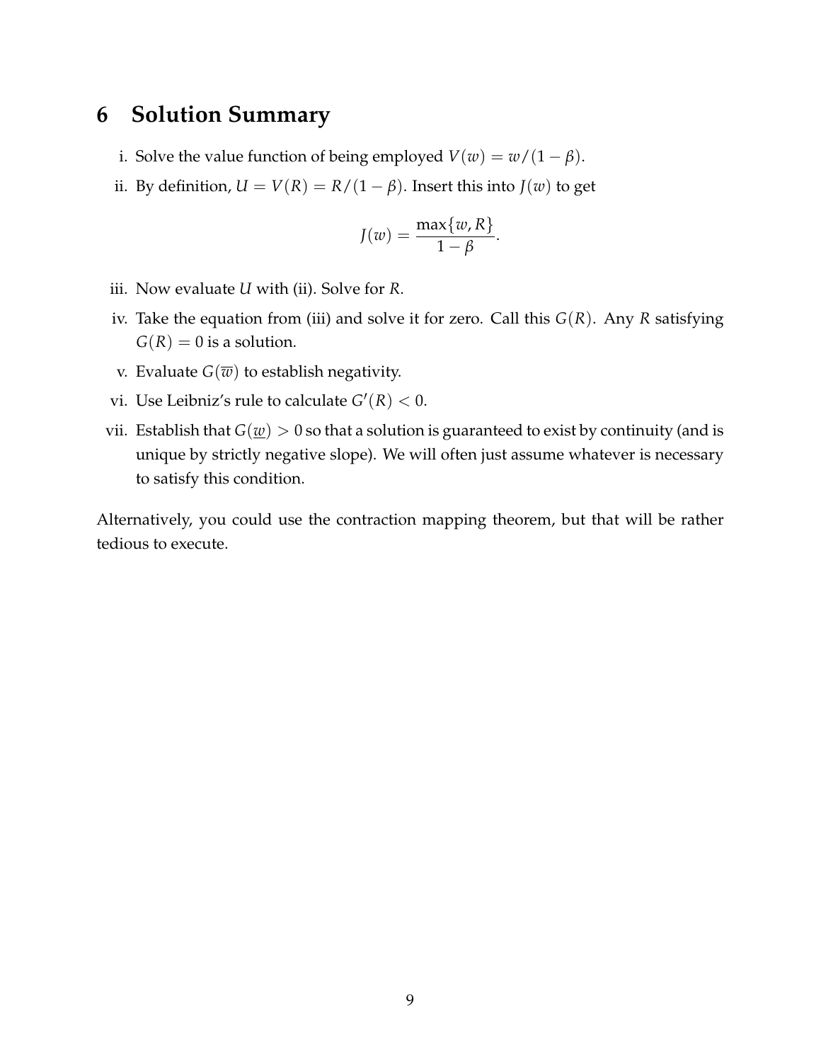# 6 Solution Summary

i. Solve the value function of being employed $V(w) = w/(1-\beta)$.

ii. By definition, $U = V(R) = R/(1-\beta)$. Insert this into $J(w)$ to get

$$J(w) = \frac{\max\{w, R\}}{1-\beta}.$$

iii. Now evaluate $U$ with (ii). Solve for $R$.

iv. Take the equation from (iii) and solve it for zero. Call this $G(R)$. Any $R$ satisfying $G(R) = 0$ is a solution.

v. Evaluate $G(\overline{w})$ to establish negativity.

vi. Use Leibniz's rule to calculate $G'(R) < 0$.

vii. Establish that $G(\underline{w}) > 0$ so that a solution is guaranteed to exist by continuity (and is unique by strictly negative slope). We will often just assume whatever is necessary to satisfy this condition.

Alternatively, you could use the contraction mapping theorem, but that will be rather tedious to execute.